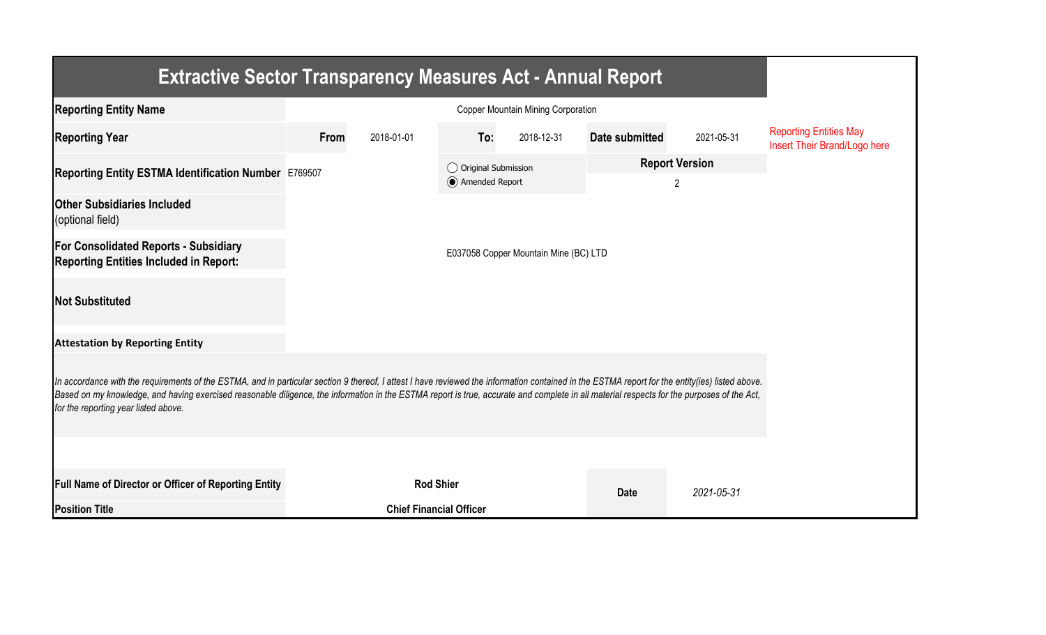# Extractive Sector Transparency Measures Act - Annual Report

| | | | | | | | |
|---|---|---|---|---|---|---|---|
| **Reporting Entity Name** | Copper Mountain Mining Corporation | | | | | | Reporting Entities May Insert Their Brand/Logo here |
| **Reporting Year** | **From** | 2018-01-01 | **To:** | 2018-12-31 | **Date submitted** | 2021-05-31 | |
| **Reporting Entity ESTMA Identification Number** | E769507 | | ◯ Original Submission<br>◉ Amended Report | | **Report Version**<br>2 | | |
| **Other Subsidiaries Included** (optional field) | | | | | | | |
| **For Consolidated Reports - Subsidiary Reporting Entities Included in Report:** | E037058 Copper Mountain Mine (BC) LTD | | | | | | |
| **Not Substituted** | | | | | | | |

**Attestation by Reporting Entity**

*In accordance with the requirements of the ESTMA, and in particular section 9 thereof, I attest I have reviewed the information contained in the ESTMA report for the entity(ies) listed above. Based on my knowledge, and having exercised reasonable diligence, the information in the ESTMA report is true, accurate and complete in all material respects for the purposes of the Act, for the reporting year listed above.*

| | | | |
|---|---|---|---|
| **Full Name of Director or Officer of Reporting Entity** | **Rod Shier** | **Date** | *2021-05-31* |
| **Position Title** | **Chief Financial Officer** | | |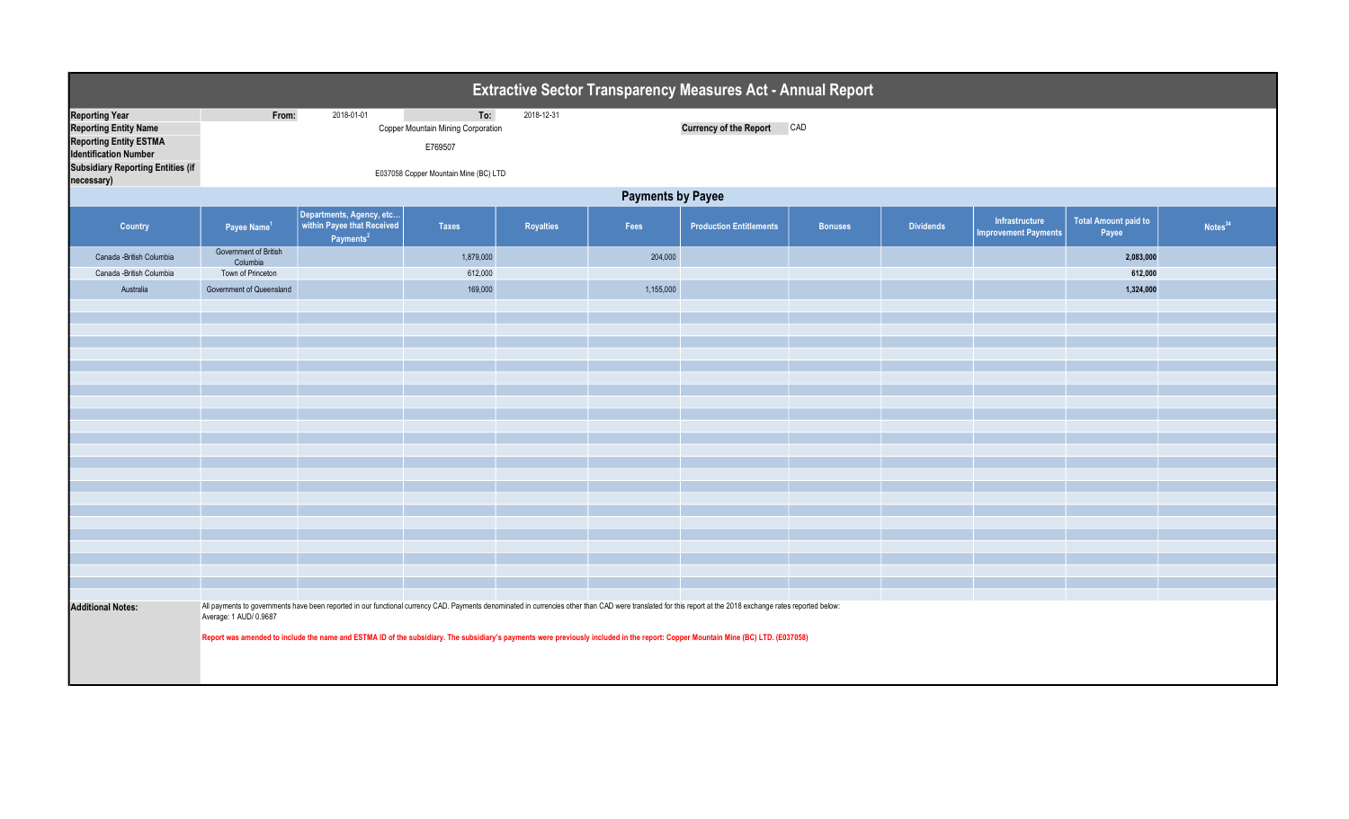# Extractive Sector Transparency Measures Act - Annual Report

| | | | | |
|---|---|---|---|---|
| **Reporting Year** | **From:** | 2018-01-01 | **To:** | 2018-12-31 |
| **Reporting Entity Name** | Copper Mountain Mining Corporation | | **Currency of the Report** | CAD |
| **Reporting Entity ESTMA Identification Number** | E769507 | | | |
| **Subsidiary Reporting Entities (if necessary)** | E037058 Copper Mountain Mine (BC) LTD | | | |

## Payments by Payee

| Country | Payee Name[1] | Departments, Agency, etc… within Payee that Received Payments[2] | Taxes | Royalties | Fees | Production Entitlements | Bonuses | Dividends | Infrastructure Improvement Payments | Total Amount paid to Payee | Notes[34] |
|---|---|---|---|---|---|---|---|---|---|---|---|
| Canada -British Columbia | Government of British Columbia | | 1,879,000 | | 204,000 | | | | | **2,083,000** | |
| Canada -British Columbia | Town of Princeton | | 612,000 | | | | | | | **612,000** | |
| Australia | Government of Queensland | | 169,000 | | 1,155,000 | | | | | **1,324,000** | |

**Additional Notes:**

All payments to governments have been reported in our functional currency CAD. Payments denominated in currencies other than CAD were translated for this report at the 2018 exchange rates reported below:
Average: 1 AUD/ 0.9687

**Report was amended to include the name and ESTMA ID of the subsidiary. The subsidiary's payments were previously included in the report: Copper Mountain Mine (BC) LTD. (E037058)**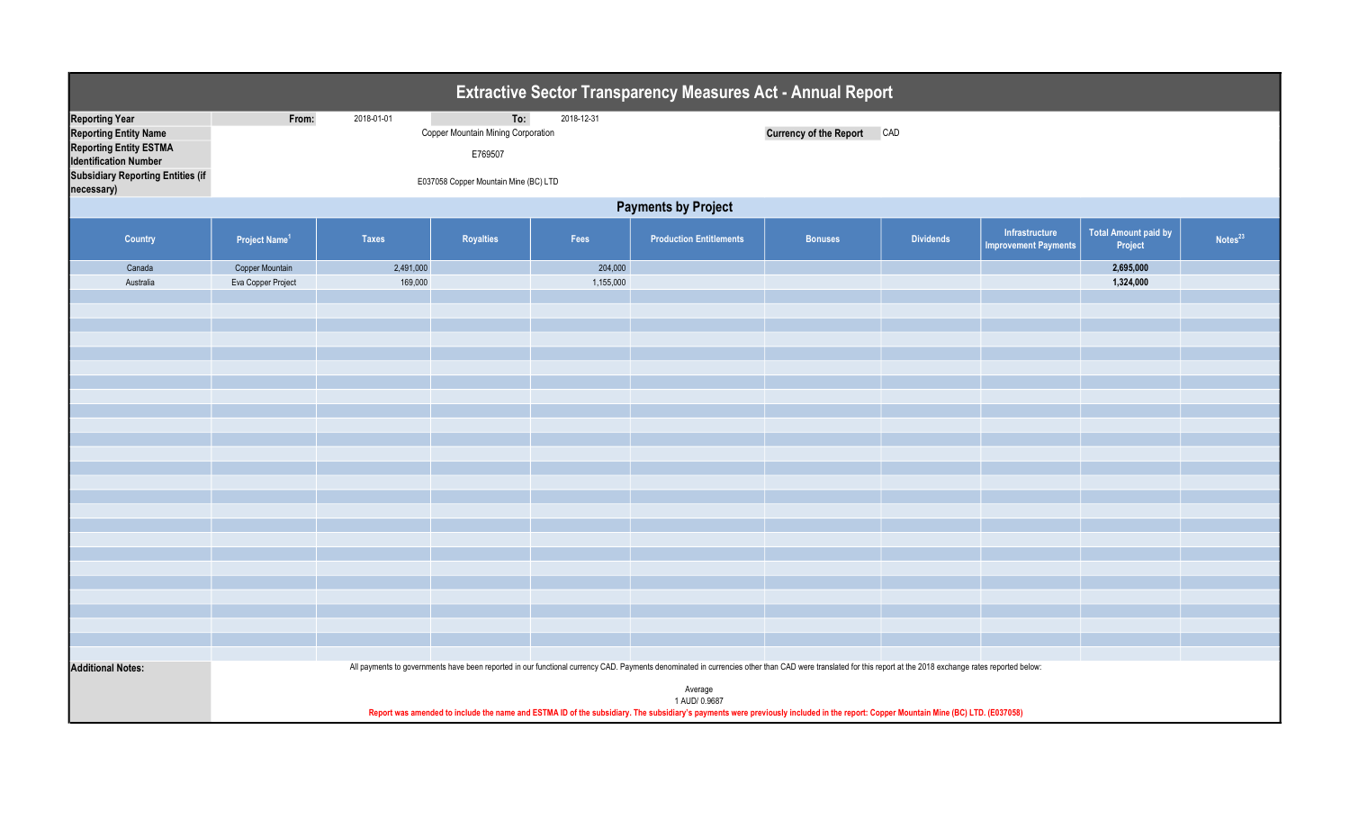# Extractive Sector Transparency Measures Act - Annual Report

| | | | | |
|---|---|---|---|---|
| **Reporting Year** | **From:** | 2018-01-01 | **To:** | 2018-12-31 |
| **Reporting Entity Name** | Copper Mountain Mining Corporation | | **Currency of the Report** | CAD |
| **Reporting Entity ESTMA Identification Number** | E769507 | | | |
| **Subsidiary Reporting Entities (if necessary)** | E037058 Copper Mountain Mine (BC) LTD | | | |

## Payments by Project

| Country | Project Name[1] | Taxes | Royalties | Fees | Production Entitlements | Bonuses | Dividends | Infrastructure Improvement Payments | Total Amount paid by Project | Notes[23] |
|---|---|---|---|---|---|---|---|---|---|---|
| Canada | Copper Mountain | 2,491,000 | | 204,000 | | | | | **2,695,000** | |
| Australia | Eva Copper Project | 169,000 | | 1,155,000 | | | | | **1,324,000** | |

**Additional Notes:**

All payments to governments have been reported in our functional currency CAD. Payments denominated in currencies other than CAD were translated for this report at the 2018 exchange rates reported below:

Average
1 AUD/ 0.9687

**Report was amended to include the name and ESTMA ID of the subsidiary. The subsidiary's payments were previously included in the report: Copper Mountain Mine (BC) LTD. (E037058)**